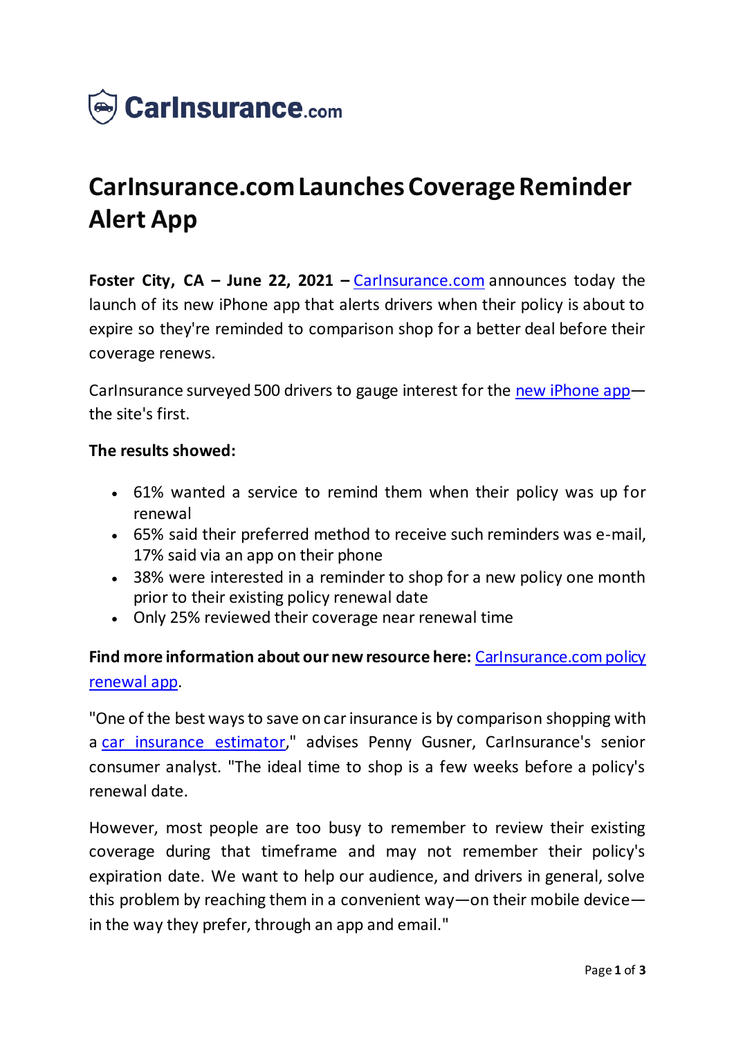CarInsurance.com

# CarInsurance.com Launches Coverage Reminder Alert App

**Foster City, CA – June 22, 2021 –** CarInsurance.com announces today the launch of its new iPhone app that alerts drivers when their policy is about to expire so they're reminded to comparison shop for a better deal before their coverage renews.

CarInsurance surveyed 500 drivers to gauge interest for the new iPhone app—the site's first.

**The results showed:**

- 61% wanted a service to remind them when their policy was up for renewal
- 65% said their preferred method to receive such reminders was e-mail, 17% said via an app on their phone
- 38% were interested in a reminder to shop for a new policy one month prior to their existing policy renewal date
- Only 25% reviewed their coverage near renewal time

**Find more information about our new resource here:** CarInsurance.com policy renewal app.

"One of the best ways to save on car insurance is by comparison shopping with a car insurance estimator," advises Penny Gusner, CarInsurance's senior consumer analyst. "The ideal time to shop is a few weeks before a policy's renewal date.

However, most people are too busy to remember to review their existing coverage during that timeframe and may not remember their policy's expiration date. We want to help our audience, and drivers in general, solve this problem by reaching them in a convenient way—on their mobile device—in the way they prefer, through an app and email."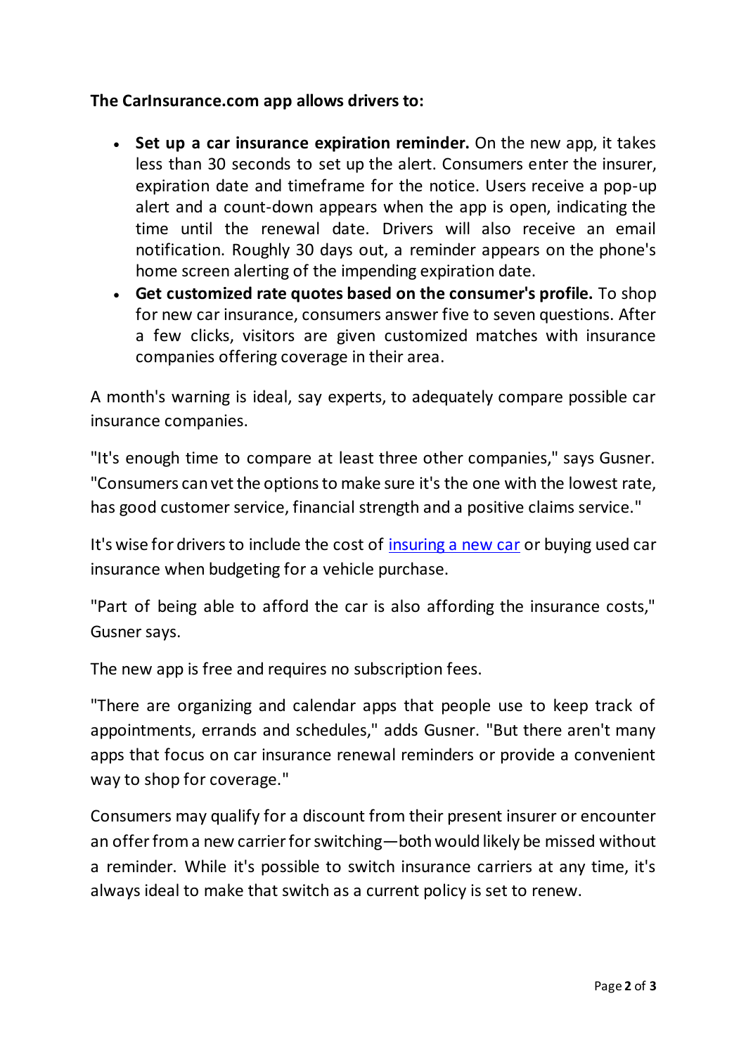**The CarInsurance.com app allows drivers to:**

- **Set up a car insurance expiration reminder.** On the new app, it takes less than 30 seconds to set up the alert. Consumers enter the insurer, expiration date and timeframe for the notice. Users receive a pop-up alert and a count-down appears when the app is open, indicating the time until the renewal date. Drivers will also receive an email notification. Roughly 30 days out, a reminder appears on the phone's home screen alerting of the impending expiration date.
- **Get customized rate quotes based on the consumer's profile.** To shop for new car insurance, consumers answer five to seven questions. After a few clicks, visitors are given customized matches with insurance companies offering coverage in their area.

A month's warning is ideal, say experts, to adequately compare possible car insurance companies.

"It's enough time to compare at least three other companies," says Gusner. "Consumers can vet the options to make sure it's the one with the lowest rate, has good customer service, financial strength and a positive claims service."

It's wise for drivers to include the cost of [insuring a new car]() or buying used car insurance when budgeting for a vehicle purchase.

"Part of being able to afford the car is also affording the insurance costs," Gusner says.

The new app is free and requires no subscription fees.

"There are organizing and calendar apps that people use to keep track of appointments, errands and schedules," adds Gusner. "But there aren't many apps that focus on car insurance renewal reminders or provide a convenient way to shop for coverage."

Consumers may qualify for a discount from their present insurer or encounter an offer from a new carrier for switching—both would likely be missed without a reminder. While it's possible to switch insurance carriers at any time, it's always ideal to make that switch as a current policy is set to renew.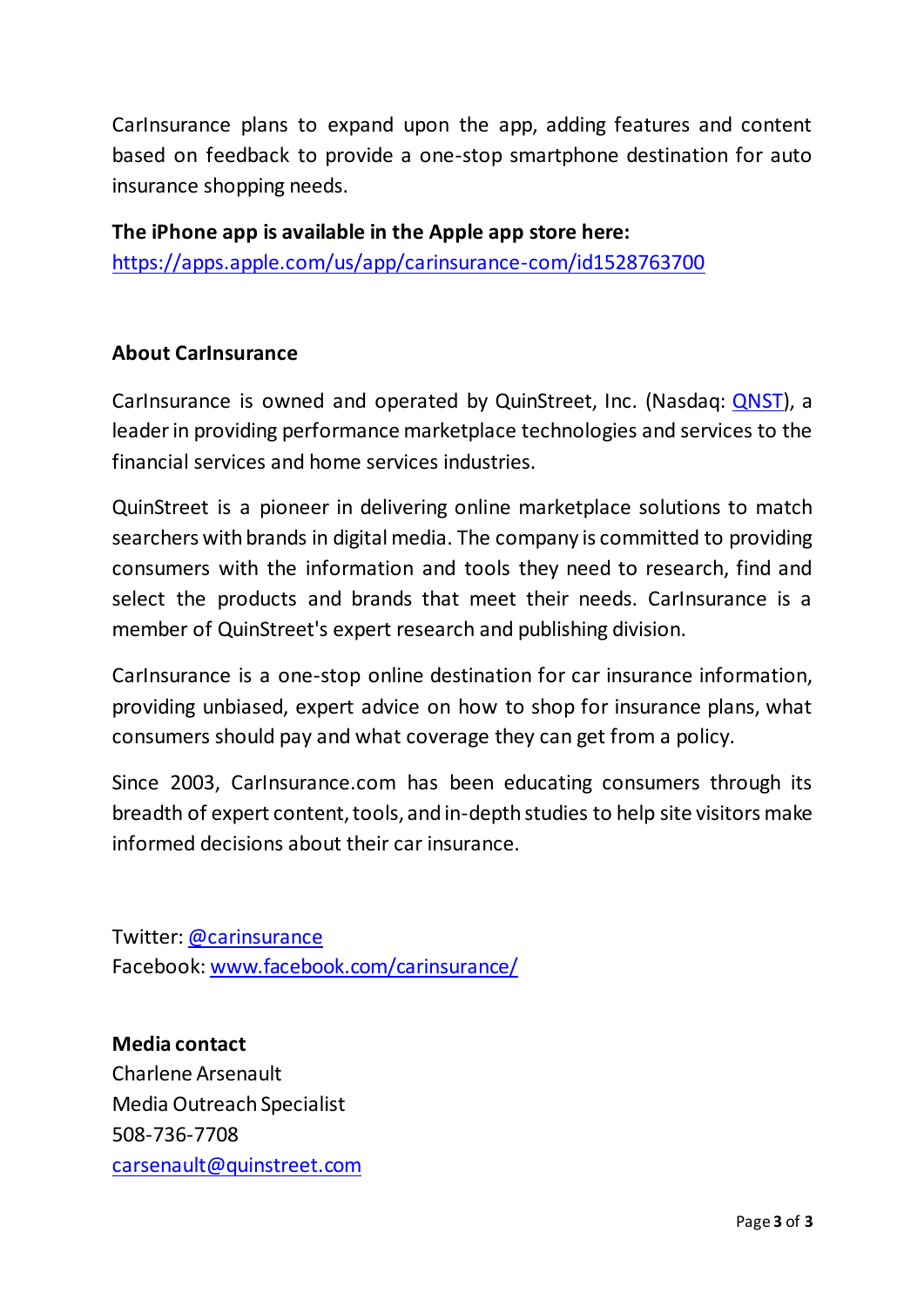CarInsurance plans to expand upon the app, adding features and content based on feedback to provide a one-stop smartphone destination for auto insurance shopping needs.

**The iPhone app is available in the Apple app store here:**
https://apps.apple.com/us/app/carinsurance-com/id1528763700

## About CarInsurance

CarInsurance is owned and operated by QuinStreet, Inc. (Nasdaq: QNST), a leader in providing performance marketplace technologies and services to the financial services and home services industries.

QuinStreet is a pioneer in delivering online marketplace solutions to match searchers with brands in digital media. The company is committed to providing consumers with the information and tools they need to research, find and select the products and brands that meet their needs. CarInsurance is a member of QuinStreet's expert research and publishing division.

CarInsurance is a one-stop online destination for car insurance information, providing unbiased, expert advice on how to shop for insurance plans, what consumers should pay and what coverage they can get from a policy.

Since 2003, CarInsurance.com has been educating consumers through its breadth of expert content, tools, and in-depth studies to help site visitors make informed decisions about their car insurance.

Twitter: @carinsurance
Facebook: www.facebook.com/carinsurance/

**Media contact**
Charlene Arsenault
Media Outreach Specialist
508-736-7708
carsenault@quinstreet.com